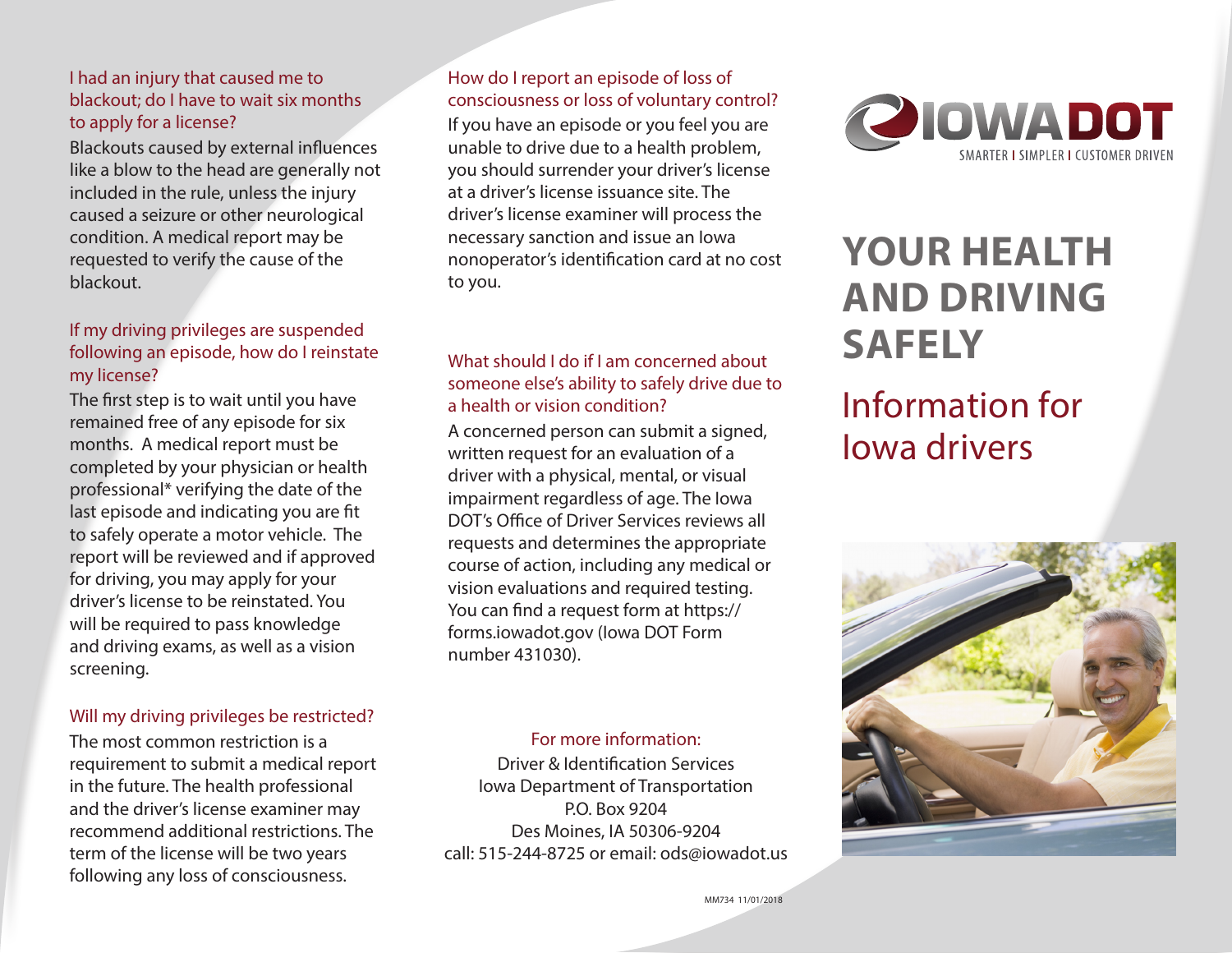### I had an injury that caused me to blackout; do I have to wait six months to apply for a license?

Blackouts caused by external influences like a blow to the head are generally not included in the rule, unless the injury caused a seizure or other neurological condition. A medical report may be requested to verify the cause of the blackout.

### If my driving privileges are suspended following an episode, how do I reinstate my license?

The first step is to wait until you have remained free of any episode for six months. A medical report must be completed by your physician or health professional* verifying the date of the last episode and indicating you are fit to safely operate a motor vehicle. The report will be reviewed and if approved for driving, you may apply for your driver's license to be reinstated. You will be required to pass knowledge and driving exams, as well as a vision screening.

### Will my driving privileges be restricted?

The most common restriction is a requirement to submit a medical report in the future. The health professional and the driver's license examiner may recommend additional restrictions. The term of the license will be two years following any loss of consciousness.

### How do I report an episode of loss of consciousness or loss of voluntary control?

If you have an episode or you feel you are unable to drive due to a health problem, you should surrender your driver's license at a driver's license issuance site. The driver's license examiner will process the necessary sanction and issue an Iowa nonoperator's identification card at no cost to you.

### What should I do if I am concerned about someone else's ability to safely drive due to a health or vision condition?

A concerned person can submit a signed, written request for an evaluation of a driver with a physical, mental, or visual impairment regardless of age. The Iowa DOT's Office of Driver Services reviews all requests and determines the appropriate course of action, including any medical or vision evaluations and required testing. You can find a request form at https://forms.iowadot.gov (Iowa DOT Form number 431030).

For more information:
Driver & Identification Services
Iowa Department of Transportation
P.O. Box 9204
Des Moines, IA 50306-9204
call: 515-244-8725 or email: ods@iowadot.us

MM734 11/01/2018

IOWA DOT
SMARTER | SIMPLER | CUSTOMER DRIVEN

# YOUR HEALTH AND DRIVING SAFELY

## Information for Iowa drivers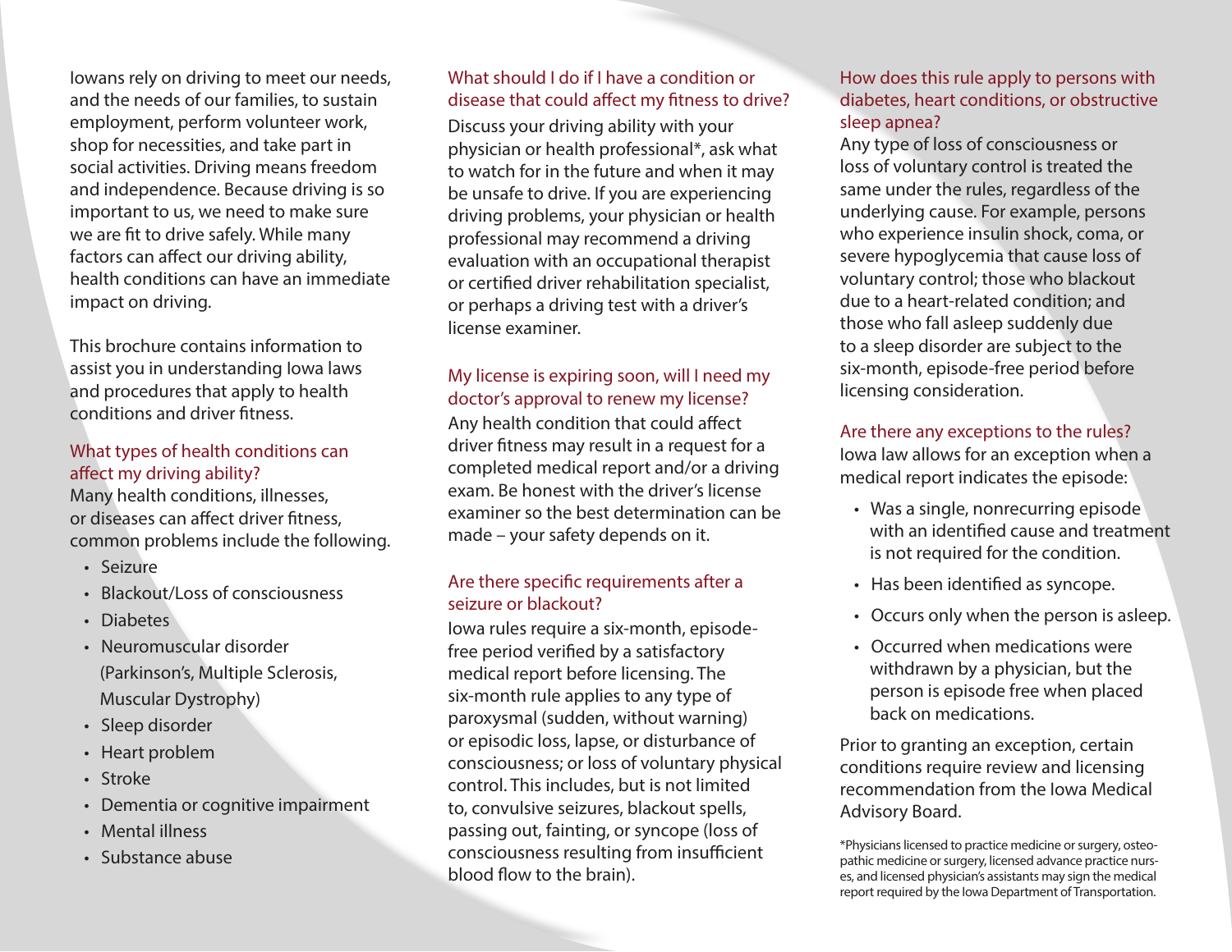Iowans rely on driving to meet our needs, and the needs of our families, to sustain employment, perform volunteer work, shop for necessities, and take part in social activities. Driving means freedom and independence. Because driving is so important to us, we need to make sure we are fit to drive safely. While many factors can affect our driving ability, health conditions can have an immediate impact on driving.

This brochure contains information to assist you in understanding Iowa laws and procedures that apply to health conditions and driver fitness.

### What types of health conditions can affect my driving ability?

Many health conditions, illnesses, or diseases can affect driver fitness, common problems include the following.

- Seizure
- Blackout/Loss of consciousness
- Diabetes
- Neuromuscular disorder (Parkinson's, Multiple Sclerosis, Muscular Dystrophy)
- Sleep disorder
- Heart problem
- Stroke
- Dementia or cognitive impairment
- Mental illness
- Substance abuse

### What should I do if I have a condition or disease that could affect my fitness to drive?

Discuss your driving ability with your physician or health professional*, ask what to watch for in the future and when it may be unsafe to drive. If you are experiencing driving problems, your physician or health professional may recommend a driving evaluation with an occupational therapist or certified driver rehabilitation specialist, or perhaps a driving test with a driver's license examiner.

### My license is expiring soon, will I need my doctor's approval to renew my license?

Any health condition that could affect driver fitness may result in a request for a completed medical report and/or a driving exam. Be honest with the driver's license examiner so the best determination can be made – your safety depends on it.

### Are there specific requirements after a seizure or blackout?

Iowa rules require a six-month, episode-free period verified by a satisfactory medical report before licensing. The six-month rule applies to any type of paroxysmal (sudden, without warning) or episodic loss, lapse, or disturbance of consciousness; or loss of voluntary physical control. This includes, but is not limited to, convulsive seizures, blackout spells, passing out, fainting, or syncope (loss of consciousness resulting from insufficient blood flow to the brain).

### How does this rule apply to persons with diabetes, heart conditions, or obstructive sleep apnea?

Any type of loss of consciousness or loss of voluntary control is treated the same under the rules, regardless of the underlying cause. For example, persons who experience insulin shock, coma, or severe hypoglycemia that cause loss of voluntary control; those who blackout due to a heart-related condition; and those who fall asleep suddenly due to a sleep disorder are subject to the six-month, episode-free period before licensing consideration.

### Are there any exceptions to the rules?

Iowa law allows for an exception when a medical report indicates the episode:

- Was a single, nonrecurring episode with an identified cause and treatment is not required for the condition.
- Has been identified as syncope.
- Occurs only when the person is asleep.
- Occurred when medications were withdrawn by a physician, but the person is episode free when placed back on medications.

Prior to granting an exception, certain conditions require review and licensing recommendation from the Iowa Medical Advisory Board.

*Physicians licensed to practice medicine or surgery, osteopathic medicine or surgery, licensed advance practice nurses, and licensed physician's assistants may sign the medical report required by the Iowa Department of Transportation.